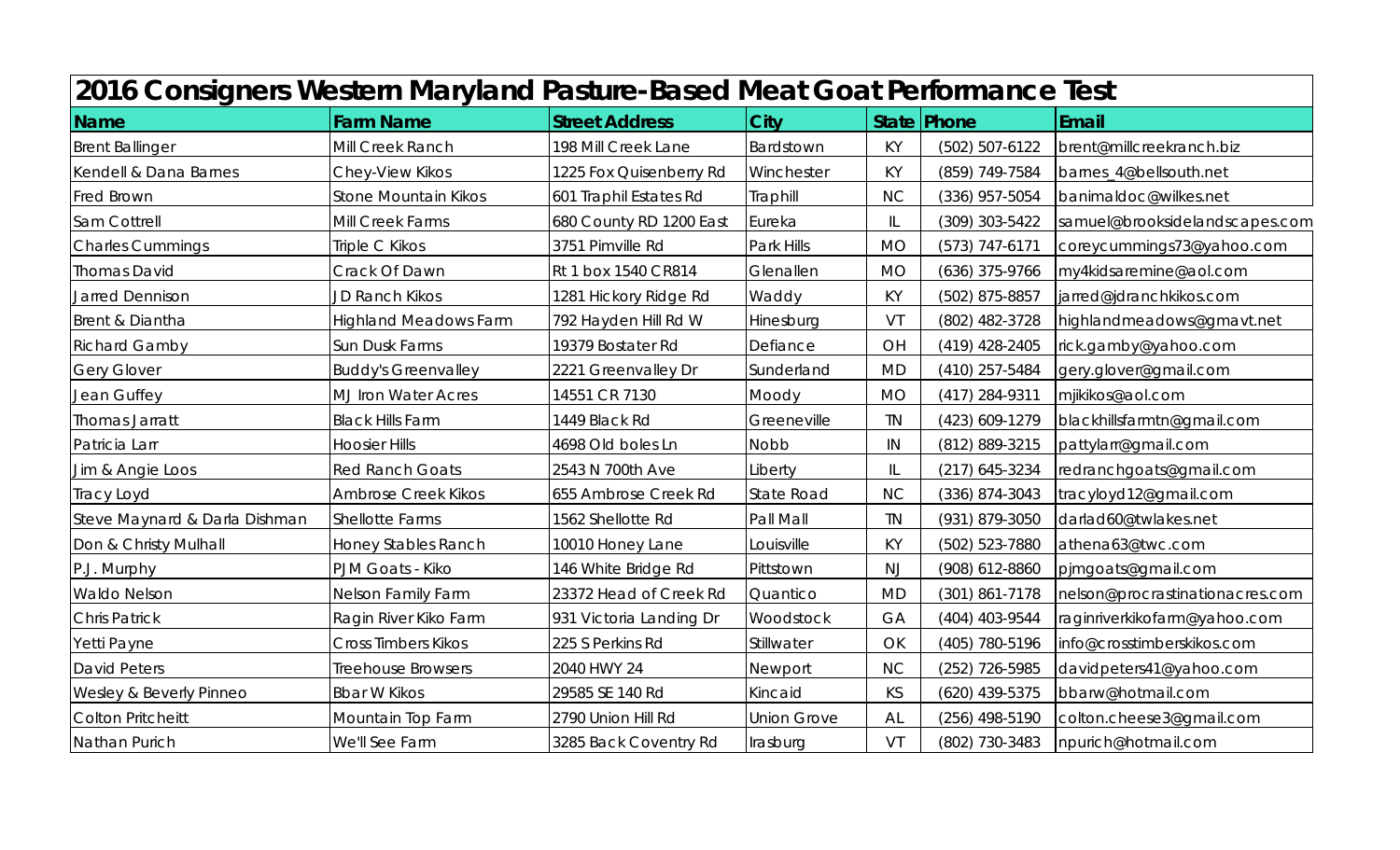| 2016 Consigners Western Maryland Pasture-Based Meat Goat Performance Test | | | | | | |
|---|---|---|---|---|---|---|
| **Name** | **Farm Name** | **Street Address** | **City** | **State** | **Phone** | **Email** |
| Brent Ballinger | Mill Creek Ranch | 198 Mill Creek Lane | Bardstown | KY | (502) 507-6122 | brent@millcreekranch.biz |
| Kendell & Dana Barnes | Chey-View Kikos | 1225 Fox Quisenberry Rd | Winchester | KY | (859) 749-7584 | barnes_4@bellsouth.net |
| Fred Brown | Stone Mountain Kikos | 601 Traphil Estates Rd | Traphill | NC | (336) 957-5054 | banimaldoc@wilkes.net |
| Sam Cottrell | Mill Creek Farms | 680 County RD 1200 East | Eureka | IL | (309) 303-5422 | samuel@brooksidelandscapes.com |
| Charles Cummings | Triple C Kikos | 3751 Pimville Rd | Park Hills | MO | (573) 747-6171 | coreycummings73@yahoo.com |
| Thomas David | Crack Of Dawn | Rt 1 box 1540 CR814 | Glenallen | MO | (636) 375-9766 | my4kidsaremine@aol.com |
| Jarred Dennison | JD Ranch Kikos | 1281 Hickory Ridge Rd | Waddy | KY | (502) 875-8857 | jarred@jdranchkikos.com |
| Brent & Diantha | Highland Meadows Farm | 792 Hayden Hill Rd W | Hinesburg | VT | (802) 482-3728 | highlandmeadows@gmavt.net |
| Richard Gamby | Sun Dusk Farms | 19379 Bostater Rd | Defiance | OH | (419) 428-2405 | rick.gamby@yahoo.com |
| Gery Glover | Buddy's Greenvalley | 2221 Greenvalley Dr | Sunderland | MD | (410) 257-5484 | gery.glover@gmail.com |
| Jean Guffey | MJ Iron Water Acres | 14551 CR 7130 | Moody | MO | (417) 284-9311 | mjikikos@aol.com |
| Thomas Jarratt | Black Hills Farm | 1449 Black Rd | Greeneville | TN | (423) 609-1279 | blackhillsfarmtn@gmail.com |
| Patricia Larr | Hoosier Hills | 4698 Old boles Ln | Nobb | IN | (812) 889-3215 | pattylarr@gmail.com |
| Jim & Angie Loos | Red Ranch Goats | 2543 N 700th Ave | Liberty | IL | (217) 645-3234 | redranchgoats@gmail.com |
| Tracy Loyd | Ambrose Creek Kikos | 655 Ambrose Creek Rd | State Road | NC | (336) 874-3043 | tracyloyd12@gmail.com |
| Steve Maynard & Darla Dishman | Shellotte Farms | 1562 Shellotte Rd | Pall Mall | TN | (931) 879-3050 | darlad60@twlakes.net |
| Don & Christy Mulhall | Honey Stables Ranch | 10010 Honey Lane | Louisville | KY | (502) 523-7880 | athena63@twc.com |
| P.J. Murphy | PJM Goats - Kiko | 146 White Bridge Rd | Pittstown | NJ | (908) 612-8860 | pjmgoats@gmail.com |
| Waldo Nelson | Nelson Family Farm | 23372 Head of Creek Rd | Quantico | MD | (301) 861-7178 | nelson@procrastinationacres.com |
| Chris Patrick | Ragin River Kiko Farm | 931 Victoria Landing Dr | Woodstock | GA | (404) 403-9544 | raginriverkikofarm@yahoo.com |
| Yetti Payne | Cross Timbers Kikos | 225 S Perkins Rd | Stillwater | OK | (405) 780-5196 | info@crosstimberskikos.com |
| David Peters | Treehouse Browsers | 2040 HWY 24 | Newport | NC | (252) 726-5985 | davidpeters41@yahoo.com |
| Wesley & Beverly Pinneo | Bbar W Kikos | 29585 SE 140 Rd | Kincaid | KS | (620) 439-5375 | bbarw@hotmail.com |
| Colton Pritcheitt | Mountain Top Farm | 2790 Union Hill Rd | Union Grove | AL | (256) 498-5190 | colton.cheese3@gmail.com |
| Nathan Purich | We'll See Farm | 3285 Back Coventry Rd | Irasburg | VT | (802) 730-3483 | npurich@hotmail.com |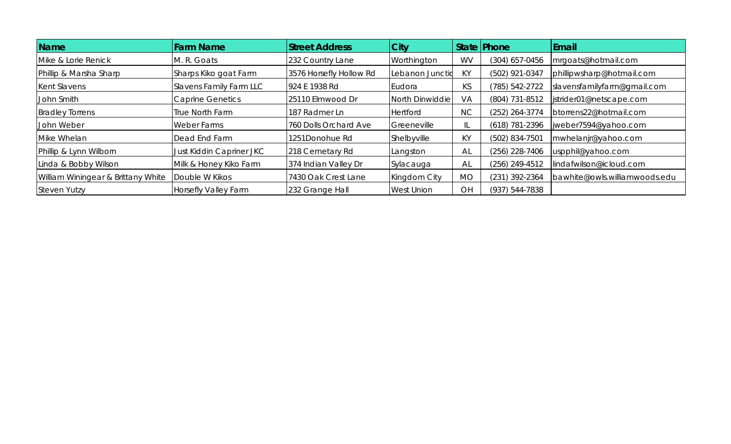| Name | Farm Name | Street Address | City | State | Phone | Email |
|---|---|---|---|---|---|---|
| Mike & Lorie Renick | M. R. Goats | 232 Country Lane | Worthington | WV | (304) 657-0456 | mrgoats@hotmail.com |
| Phillip & Marsha Sharp | Sharps Kiko goat Farm | 3576 Horsefly Hollow Rd | Lebanon Junctio | KY | (502) 921-0347 | phillipwsharp@hotmail.com |
| Kent Slavens | Slavens Family Farm LLC | 924 E 1938 Rd | Eudora | KS | (785) 542-2722 | slavensfamilyfarm@gmail.com |
| John Smith | Caprine Genetics | 25110 Elmwood Dr | North Dinwiddie | VA | (804) 731-8512 | jstrider01@netscape.com |
| Bradley Torrens | True North Farm | 187 Radmer Ln | Hertford | NC | (252) 264-3774 | btorrens22@hotmail.com |
| John Weber | Weber Farms | 760 Dolls Orchard Ave | Greeneville | IL | (618) 781-2396 | jweber7594@yahoo.com |
| Mike Whelan | Dead End Farm | 1251Donohue Rd | Shelbyville | KY | (502) 834-7501 | mwhelanjr@yahoo.com |
| Phillip & Lynn Wilborn | Just Kiddin Caprine JKC | 218 Cemetary Rd | Langston | AL | (256) 228-7406 | uspphil@yahoo.com |
| Linda & Bobby Wilson | Milk & Honey Kiko Farm | 374 Indian Valley Dr | Sylacauga | AL | (256) 249-4512 | lindafwilson@icloud.com |
| William Winingear & Brittany White | Double W Kikos | 7430 Oak Crest Lane | Kingdom City | MO | (231) 392-2364 | bawhite@owls.williamwoods.edu |
| Steven Yutzy | Horsefly Valley Farm | 232 Grange Hall | West Union | OH | (937) 544-7838 | |